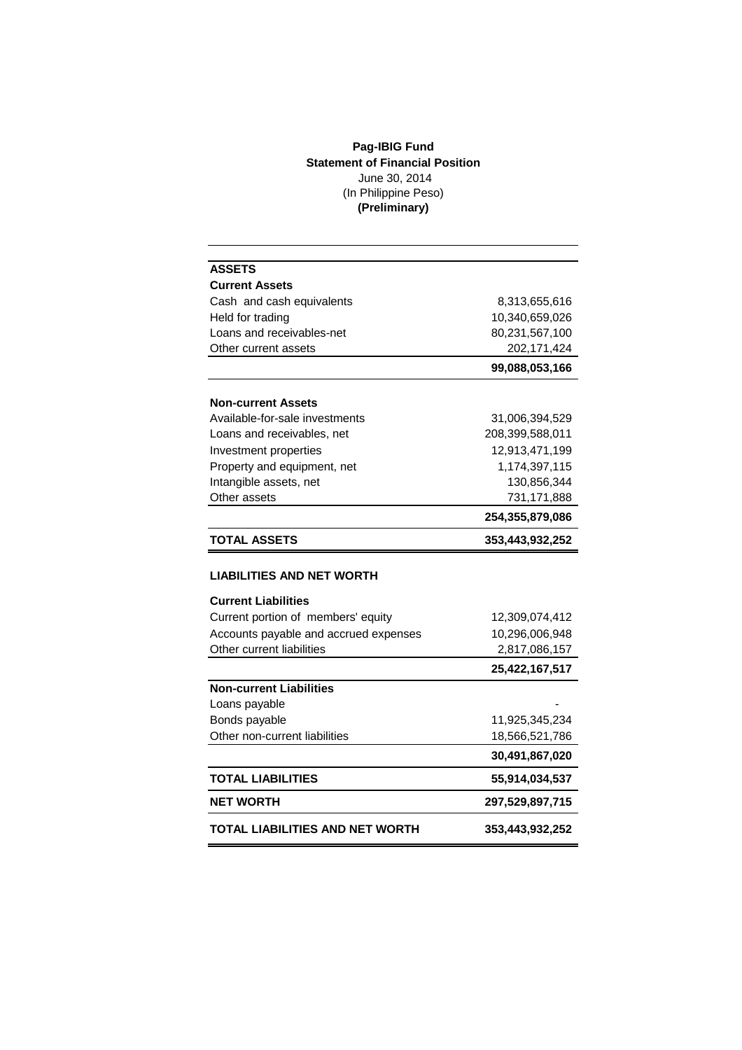**Pag-IBIG Fund**
**Statement of Financial Position**
June 30, 2014
(In Philippine Peso)
**(Preliminary)**

| | |
|---|---:|
| **ASSETS** | |
| **Current Assets** | |
| Cash and cash equivalents | 8,313,655,616 |
| Held for trading | 10,340,659,026 |
| Loans and receivables-net | 80,231,567,100 |
| Other current assets | 202,171,424 |
| | **99,088,053,166** |
| **Non-current Assets** | |
| Available-for-sale investments | 31,006,394,529 |
| Loans and receivables, net | 208,399,588,011 |
| Investment properties | 12,913,471,199 |
| Property and equipment, net | 1,174,397,115 |
| Intangible assets, net | 130,856,344 |
| Other assets | 731,171,888 |
| | **254,355,879,086** |
| **TOTAL ASSETS** | **353,443,932,252** |
| **LIABILITIES AND NET WORTH** | |
| **Current Liabilities** | |
| Current portion of members' equity | 12,309,074,412 |
| Accounts payable and accrued expenses | 10,296,006,948 |
| Other current liabilities | 2,817,086,157 |
| | **25,422,167,517** |
| **Non-current Liabilities** | |
| Loans payable | - |
| Bonds payable | 11,925,345,234 |
| Other non-current liabilities | 18,566,521,786 |
| | **30,491,867,020** |
| **TOTAL LIABILITIES** | **55,914,034,537** |
| **NET WORTH** | **297,529,897,715** |
| **TOTAL LIABILITIES AND NET WORTH** | **353,443,932,252** |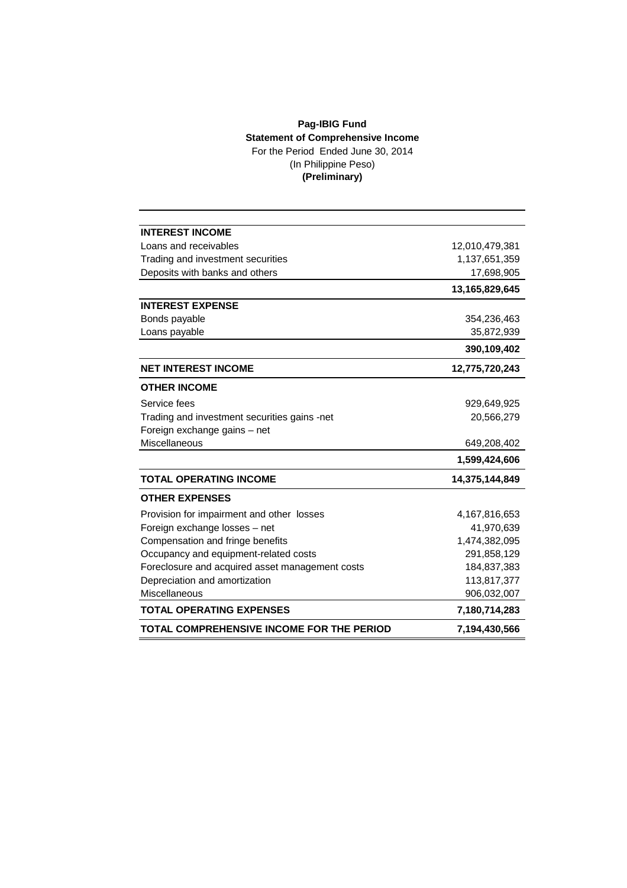**Pag-IBIG Fund**
**Statement of Comprehensive Income**
For the Period Ended June 30, 2014
(In Philippine Peso)
**(Preliminary)**

| | |
|---|---:|
| **INTEREST INCOME** | |
| Loans and receivables | 12,010,479,381 |
| Trading and investment securities | 1,137,651,359 |
| Deposits with banks and others | 17,698,905 |
| | **13,165,829,645** |
| **INTEREST EXPENSE** | |
| Bonds payable | 354,236,463 |
| Loans payable | 35,872,939 |
| | **390,109,402** |
| **NET INTEREST INCOME** | **12,775,720,243** |
| **OTHER INCOME** | |
| Service fees | 929,649,925 |
| Trading and investment securities gains -net | 20,566,279 |
| Foreign exchange gains – net | |
| Miscellaneous | 649,208,402 |
| | **1,599,424,606** |
| **TOTAL OPERATING INCOME** | **14,375,144,849** |
| **OTHER EXPENSES** | |
| Provision for impairment and other losses | 4,167,816,653 |
| Foreign exchange losses – net | 41,970,639 |
| Compensation and fringe benefits | 1,474,382,095 |
| Occupancy and equipment-related costs | 291,858,129 |
| Foreclosure and acquired asset management costs | 184,837,383 |
| Depreciation and amortization | 113,817,377 |
| Miscellaneous | 906,032,007 |
| **TOTAL OPERATING EXPENSES** | **7,180,714,283** |
| **TOTAL COMPREHENSIVE INCOME FOR THE PERIOD** | **7,194,430,566** |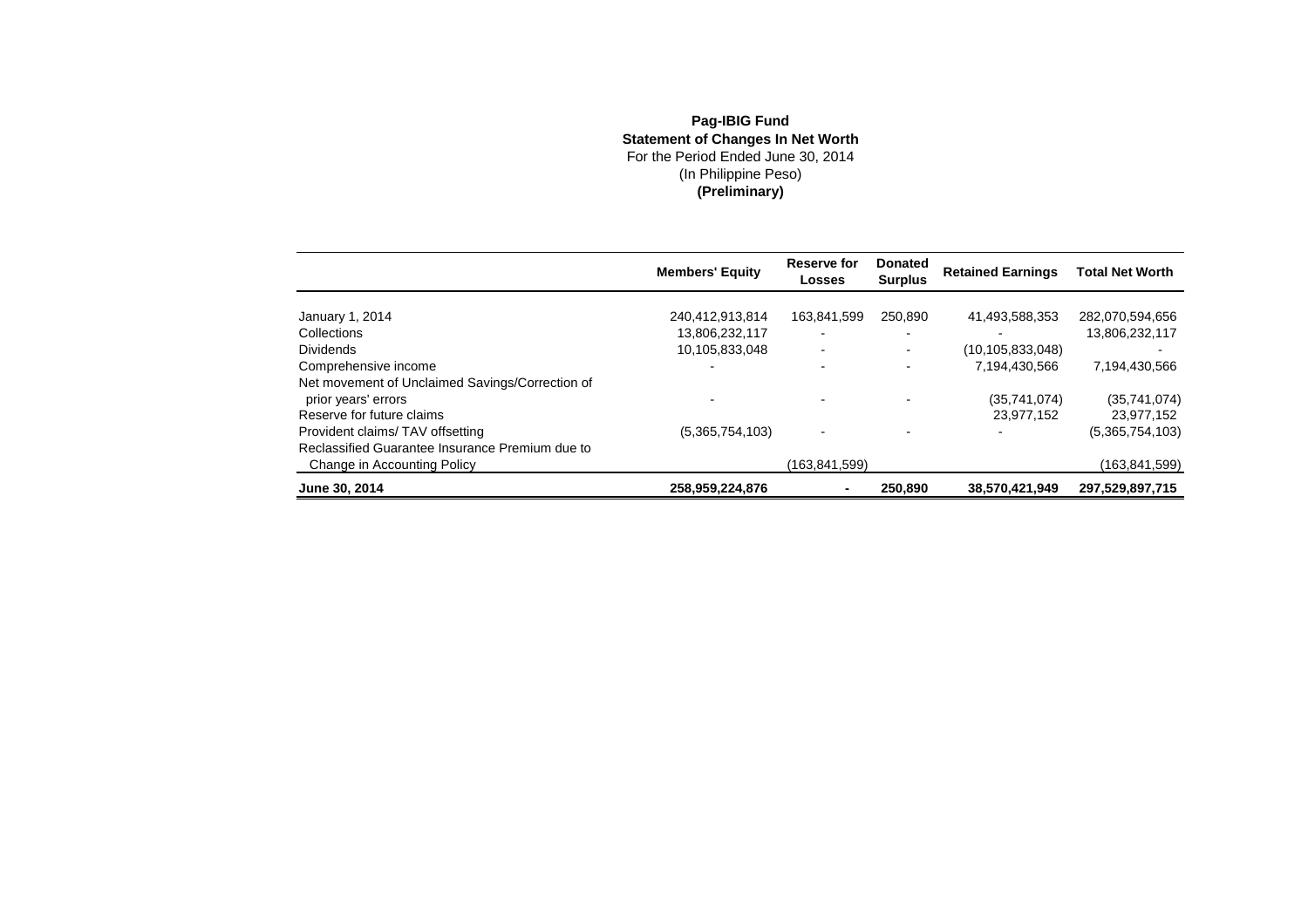**Pag-IBIG Fund**
**Statement of Changes In Net Worth**
For the Period Ended June 30, 2014
(In Philippine Peso)
**(Preliminary)**

| | Members' Equity | Reserve for Losses | Donated Surplus | Retained Earnings | Total Net Worth |
|---|---|---|---|---|---|
| January 1, 2014 | 240,412,913,814 | 163,841,599 | 250,890 | 41,493,588,353 | 282,070,594,656 |
| Collections | 13,806,232,117 | - | - | - | 13,806,232,117 |
| Dividends | 10,105,833,048 | - | - | (10,105,833,048) | - |
| Comprehensive income | - | - | - | 7,194,430,566 | 7,194,430,566 |
| Net movement of Unclaimed Savings/Correction of prior years' errors | - | - | - | (35,741,074) | (35,741,074) |
| Reserve for future claims | | | | 23,977,152 | 23,977,152 |
| Provident claims/ TAV offsetting | (5,365,754,103) | - | - | - | (5,365,754,103) |
| Reclassified Guarantee Insurance Premium due to Change in Accounting Policy | | (163,841,599) | | | (163,841,599) |
| **June 30, 2014** | **258,959,224,876** | **-** | **250,890** | **38,570,421,949** | **297,529,897,715** |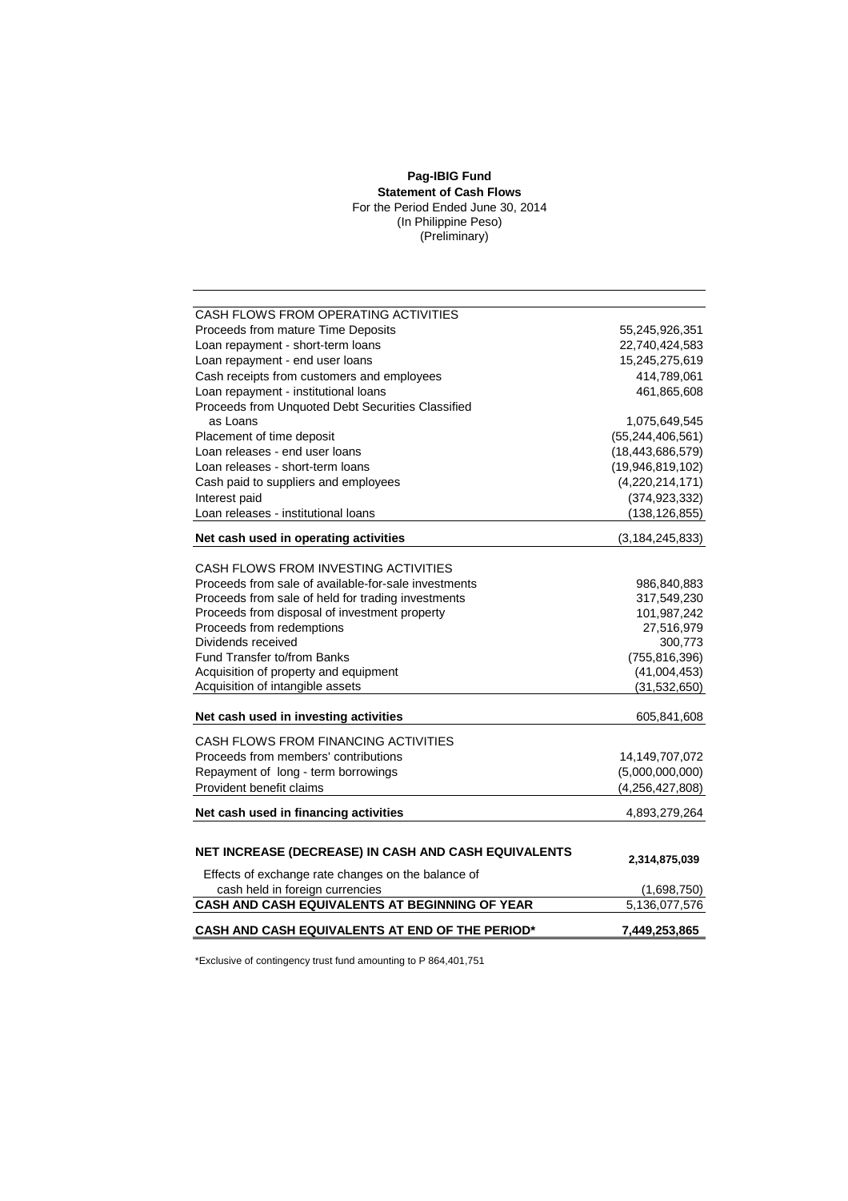**Pag-IBIG Fund**
**Statement of Cash Flows**
For the Period Ended June 30, 2014
(In Philippine Peso)
(Preliminary)

| | |
|---|---|
| CASH FLOWS FROM OPERATING ACTIVITIES | |
| Proceeds from mature Time Deposits | 55,245,926,351 |
| Loan repayment - short-term loans | 22,740,424,583 |
| Loan repayment - end user loans | 15,245,275,619 |
| Cash receipts from customers and employees | 414,789,061 |
| Loan repayment - institutional loans | 461,865,608 |
| Proceeds from Unquoted Debt Securities Classified as Loans | 1,075,649,545 |
| Placement of time deposit | (55,244,406,561) |
| Loan releases - end user loans | (18,443,686,579) |
| Loan releases - short-term loans | (19,946,819,102) |
| Cash paid to suppliers and employees | (4,220,214,171) |
| Interest paid | (374,923,332) |
| Loan releases - institutional loans | (138,126,855) |
| **Net cash used in operating activities** | (3,184,245,833) |
| CASH FLOWS FROM INVESTING ACTIVITIES | |
| Proceeds from sale of available-for-sale investments | 986,840,883 |
| Proceeds from sale of held for trading investments | 317,549,230 |
| Proceeds from disposal of investment property | 101,987,242 |
| Proceeds from redemptions | 27,516,979 |
| Dividends received | 300,773 |
| Fund Transfer to/from Banks | (755,816,396) |
| Acquisition of property and equipment | (41,004,453) |
| Acquisition of intangible assets | (31,532,650) |
| **Net cash used in investing activities** | 605,841,608 |
| CASH FLOWS FROM FINANCING ACTIVITIES | |
| Proceeds from members' contributions | 14,149,707,072 |
| Repayment of long - term borrowings | (5,000,000,000) |
| Provident benefit claims | (4,256,427,808) |
| **Net cash used in financing activities** | 4,893,279,264 |
| **NET INCREASE (DECREASE) IN CASH AND CASH EQUIVALENTS** | **2,314,875,039** |
| Effects of exchange rate changes on the balance of cash held in foreign currencies | (1,698,750) |
| **CASH AND CASH EQUIVALENTS AT BEGINNING OF YEAR** | 5,136,077,576 |
| **CASH AND CASH EQUIVALENTS AT END OF THE PERIOD*** | **7,449,253,865** |

*Exclusive of contingency trust fund amounting to P 864,401,751